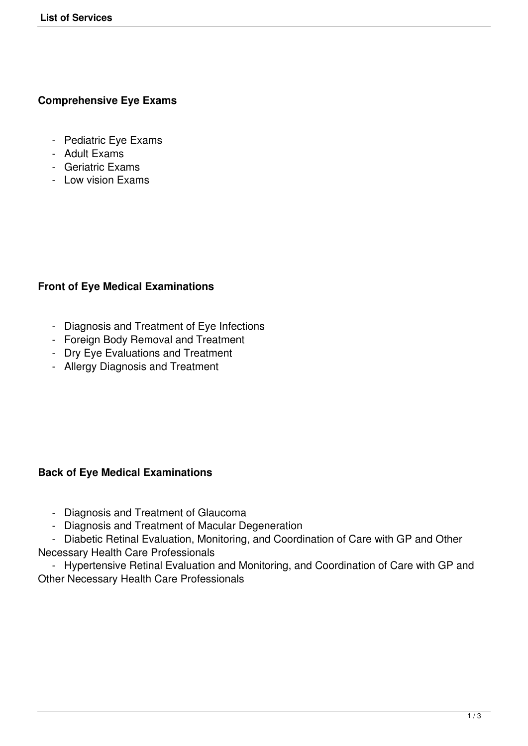### Comprehensive Eye Exams

- Pediatric Eye Exams
- Adult Exams
- Geriatric Exams
- Low vision Exams

### Front of Eye Medical Examinations

- Diagnosis and Treatment of Eye Infections
- Foreign Body Removal and Treatment
- Dry Eye Evaluations and Treatment
- Allergy Diagnosis and Treatment

### Back of Eye Medical Examinations

- Diagnosis and Treatment of Glaucoma
- Diagnosis and Treatment of Macular Degeneration
- Diabetic Retinal Evaluation, Monitoring, and Coordination of Care with GP and Other Necessary Health Care Professionals
- Hypertensive Retinal Evaluation and Monitoring, and Coordination of Care with GP and Other Necessary Health Care Professionals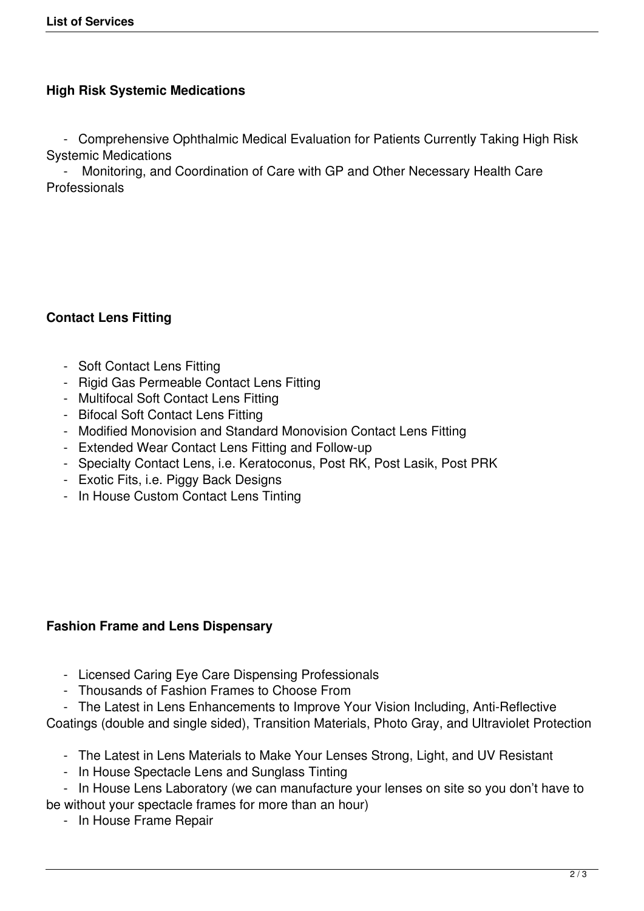## High Risk Systemic Medications

- Comprehensive Ophthalmic Medical Evaluation for Patients Currently Taking High Risk Systemic Medications
- Monitoring, and Coordination of Care with GP and Other Necessary Health Care Professionals

## Contact Lens Fitting

- Soft Contact Lens Fitting
- Rigid Gas Permeable Contact Lens Fitting
- Multifocal Soft Contact Lens Fitting
- Bifocal Soft Contact Lens Fitting
- Modified Monovision and Standard Monovision Contact Lens Fitting
- Extended Wear Contact Lens Fitting and Follow-up
- Specialty Contact Lens, i.e. Keratoconus, Post RK, Post Lasik, Post PRK
- Exotic Fits, i.e. Piggy Back Designs
- In House Custom Contact Lens Tinting

## Fashion Frame and Lens Dispensary

- Licensed Caring Eye Care Dispensing Professionals
- Thousands of Fashion Frames to Choose From
- The Latest in Lens Enhancements to Improve Your Vision Including, Anti-Reflective Coatings (double and single sided), Transition Materials, Photo Gray, and Ultraviolet Protection
- The Latest in Lens Materials to Make Your Lenses Strong, Light, and UV Resistant
- In House Spectacle Lens and Sunglass Tinting
- In House Lens Laboratory (we can manufacture your lenses on site so you don't have to be without your spectacle frames for more than an hour)
- In House Frame Repair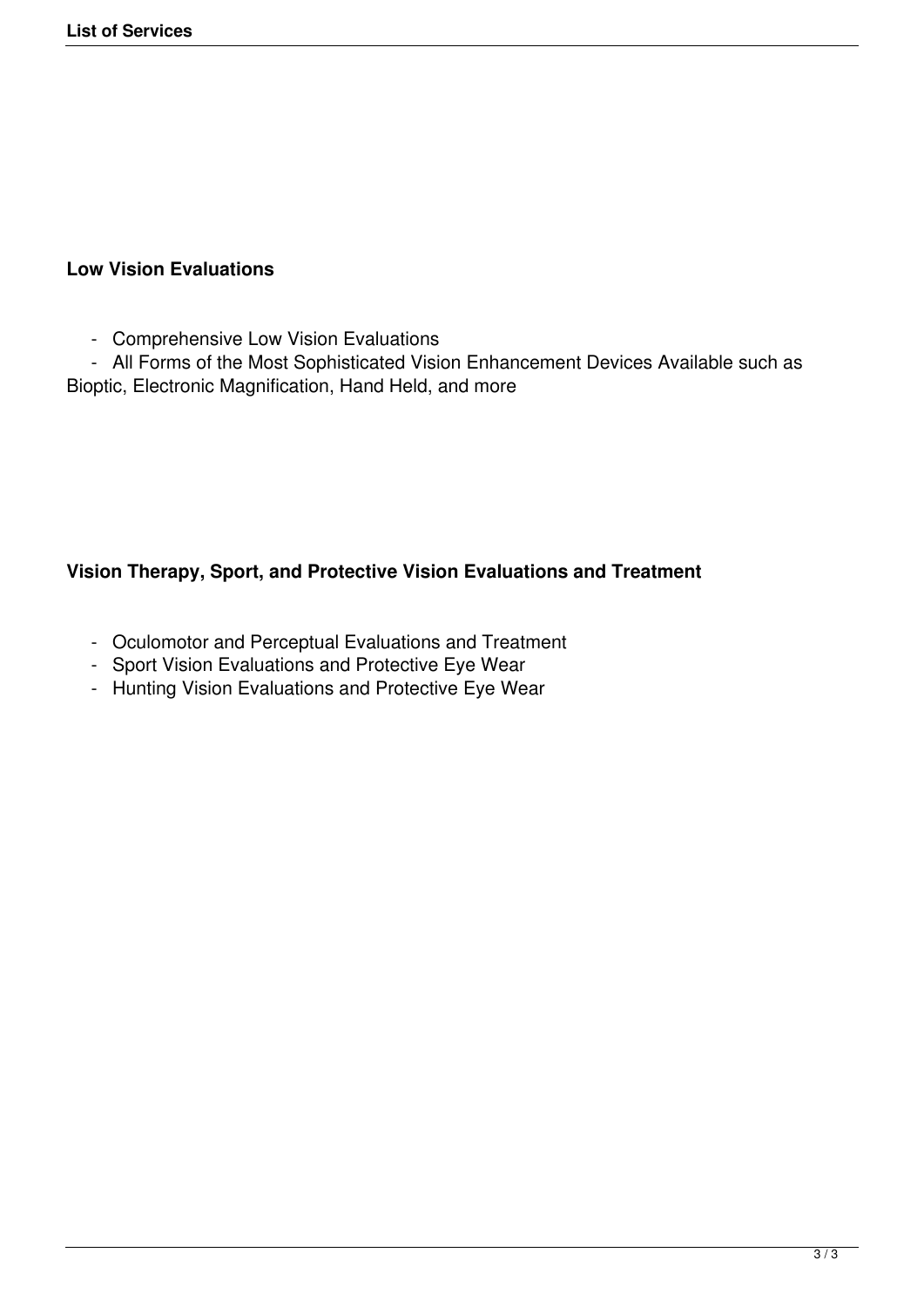## Low Vision Evaluations

- Comprehensive Low Vision Evaluations
- All Forms of the Most Sophisticated Vision Enhancement Devices Available such as Bioptic, Electronic Magnification, Hand Held, and more

## Vision Therapy, Sport, and Protective Vision Evaluations and Treatment

- Oculomotor and Perceptual Evaluations and Treatment
- Sport Vision Evaluations and Protective Eye Wear
- Hunting Vision Evaluations and Protective Eye Wear